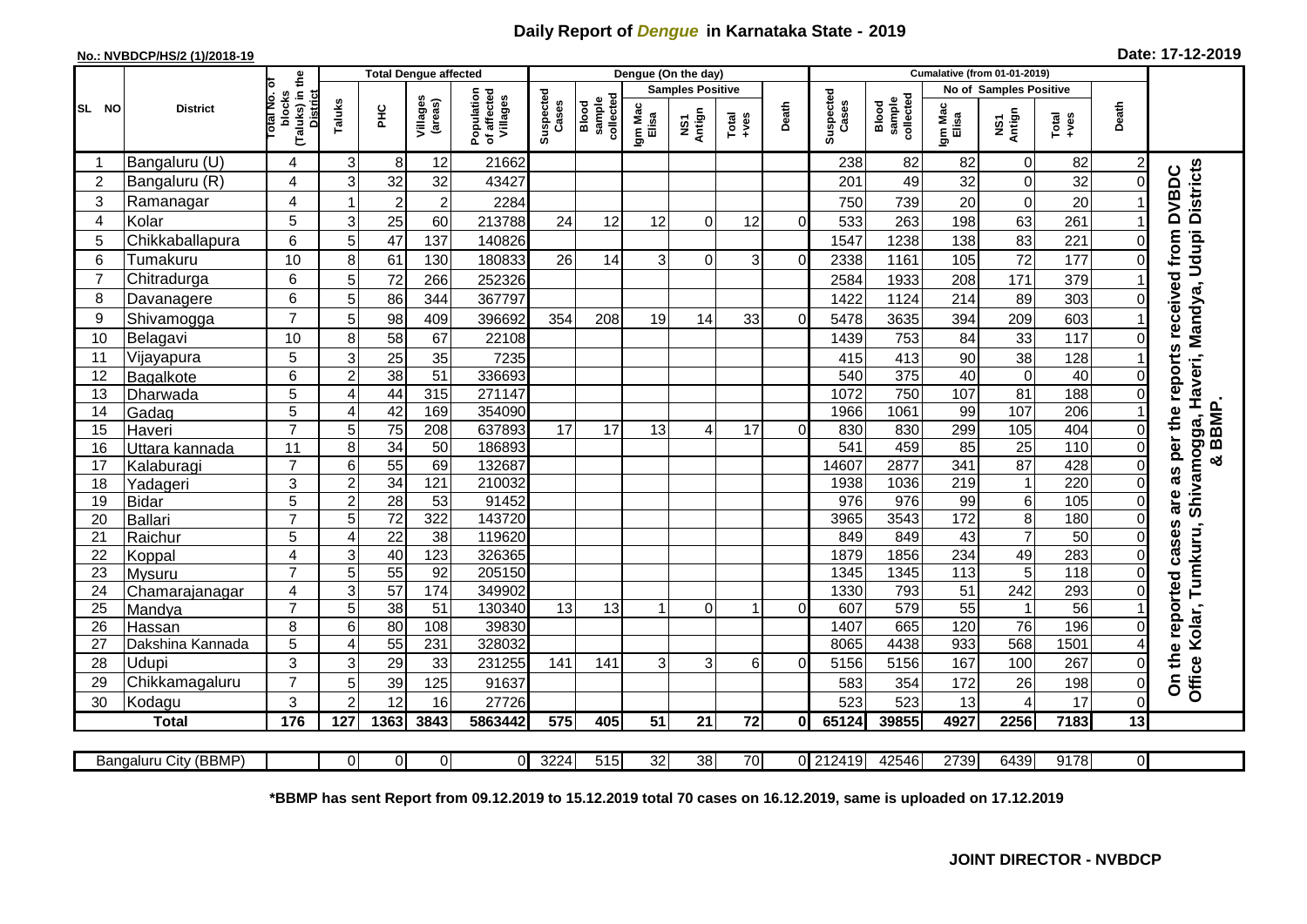# Daily Report of *Dengue* in Karnataka State - 2019

**No.: NVBDCP/HS/2 (1)/2018-19**

**Date: 17-12-2019**

| SL NO | District | Total No. of blocks (Taluks) in the District | Total Dengue affected | | | | Dengue (On the day) | | | | | | | Cumalative (from 01-01-2019) | | | | | | | |
|---|---|---|---|---|---|---|---|---|---|---|---|---|---|---|---|---|---|---|---|---|
| | | | Taluks | PHC | Villages (areas) | Population of affected Villages | Suspected Cases | Blood sample collected | Samples Positive | | | Death | Suspected Cases | Blood sample collected | No of Samples Positive | | | Death | |
| | | | | | | | | | Igm Mac Elisa | NS1 Antign | Total +ves | | | | Igm Mac Elisa | NS1 Antign | Total +ves | | |
| 1 | Bangaluru (U) | 4 | 3 | 8 | 12 | 21662 | | | | | | | 238 | 82 | 82 | 0 | 82 | 2 | On the reported cases are as per the reports received from DVBDC Office Kolar, Tumkuru, Shivamogga, Haveri, Mandya, Udupi Districts & BBMP. |
| 2 | Bangaluru (R) | 4 | 3 | 32 | 32 | 43427 | | | | | | | 201 | 49 | 32 | 0 | 32 | 0 | |
| 3 | Ramanagar | 4 | 1 | 2 | 2 | 2284 | | | | | | | 750 | 739 | 20 | 0 | 20 | 1 | |
| 4 | Kolar | 5 | 3 | 25 | 60 | 213788 | 24 | 12 | 12 | 0 | 12 | 0 | 533 | 263 | 198 | 63 | 261 | 1 | |
| 5 | Chikkaballapura | 6 | 5 | 47 | 137 | 140826 | | | | | | | 1547 | 1238 | 138 | 83 | 221 | 0 | |
| 6 | Tumakuru | 10 | 8 | 61 | 130 | 180833 | 26 | 14 | 3 | 0 | 3 | 0 | 2338 | 1161 | 105 | 72 | 177 | 0 | |
| 7 | Chitradurga | 6 | 5 | 72 | 266 | 252326 | | | | | | | 2584 | 1933 | 208 | 171 | 379 | 1 | |
| 8 | Davanagere | 6 | 5 | 86 | 344 | 367797 | | | | | | | 1422 | 1124 | 214 | 89 | 303 | 0 | |
| 9 | Shivamogga | 7 | 5 | 98 | 409 | 396692 | 354 | 208 | 19 | 14 | 33 | 0 | 5478 | 3635 | 394 | 209 | 603 | 1 | |
| 10 | Belagavi | 10 | 8 | 58 | 67 | 22108 | | | | | | | 1439 | 753 | 84 | 33 | 117 | 0 | |
| 11 | Vijayapura | 5 | 3 | 25 | 35 | 7235 | | | | | | | 415 | 413 | 90 | 38 | 128 | 1 | |
| 12 | Bagalkote | 6 | 2 | 38 | 51 | 336693 | | | | | | | 540 | 375 | 40 | 0 | 40 | 0 | |
| 13 | Dharwada | 5 | 4 | 44 | 315 | 271147 | | | | | | | 1072 | 750 | 107 | 81 | 188 | 0 | |
| 14 | Gadag | 5 | 4 | 42 | 169 | 354090 | | | | | | | 1966 | 1061 | 99 | 107 | 206 | 1 | |
| 15 | Haveri | 7 | 5 | 75 | 208 | 637893 | 17 | 17 | 13 | 4 | 17 | 0 | 830 | 830 | 299 | 105 | 404 | 0 | |
| 16 | Uttara kannada | 11 | 8 | 34 | 50 | 186893 | | | | | | | 541 | 459 | 85 | 25 | 110 | 0 | |
| 17 | Kalaburagi | 7 | 6 | 55 | 69 | 132687 | | | | | | | 14607 | 2877 | 341 | 87 | 428 | 0 | |
| 18 | Yadageri | 3 | 2 | 34 | 121 | 210032 | | | | | | | 1938 | 1036 | 219 | 1 | 220 | 0 | |
| 19 | Bidar | 5 | 2 | 28 | 53 | 91452 | | | | | | | 976 | 976 | 99 | 6 | 105 | 0 | |
| 20 | Ballari | 7 | 5 | 72 | 322 | 143720 | | | | | | | 3965 | 3543 | 172 | 8 | 180 | 0 | |
| 21 | Raichur | 5 | 4 | 22 | 38 | 119620 | | | | | | | 849 | 849 | 43 | 7 | 50 | 0 | |
| 22 | Koppal | 4 | 3 | 40 | 123 | 326365 | | | | | | | 1879 | 1856 | 234 | 49 | 283 | 0 | |
| 23 | Mysuru | 7 | 5 | 55 | 92 | 205150 | | | | | | | 1345 | 1345 | 113 | 5 | 118 | 0 | |
| 24 | Chamarajanagar | 4 | 3 | 57 | 174 | 349902 | | | | | | | 1330 | 793 | 51 | 242 | 293 | 0 | |
| 25 | Mandya | 7 | 5 | 38 | 51 | 130340 | 13 | 13 | 1 | 0 | 1 | 0 | 607 | 579 | 55 | 1 | 56 | 1 | |
| 26 | Hassan | 8 | 6 | 80 | 108 | 39830 | | | | | | | 1407 | 665 | 120 | 76 | 196 | 0 | |
| 27 | Dakshina Kannada | 5 | 4 | 55 | 231 | 328032 | | | | | | | 8065 | 4438 | 933 | 568 | 1501 | 4 | |
| 28 | Udupi | 3 | 3 | 29 | 33 | 231255 | 141 | 141 | 3 | 3 | 6 | 0 | 5156 | 5156 | 167 | 100 | 267 | 0 | |
| 29 | Chikkamagaluru | 7 | 5 | 39 | 125 | 91637 | | | | | | | 583 | 354 | 172 | 26 | 198 | 0 | |
| 30 | Kodagu | 3 | 2 | 12 | 16 | 27726 | | | | | | | 523 | 523 | 13 | 4 | 17 | 0 | |
| | **Total** | **176** | **127** | **1363** | **3843** | **5863442** | **575** | **405** | **51** | **21** | **72** | **0** | **65124** | **39855** | **4927** | **2256** | **7183** | **13** | |
| | Bangaluru City (BBMP) | | 0 | 0 | 0 | 0 | 3224 | 515 | 32 | 38 | 70 | 0 | 212419 | 42546 | 2739 | 6439 | 9178 | 0 | |

**\*BBMP has sent Report from 09.12.2019 to 15.12.2019 total 70 cases on 16.12.2019, same is uploaded on 17.12.2019**

**JOINT DIRECTOR - NVBDCP**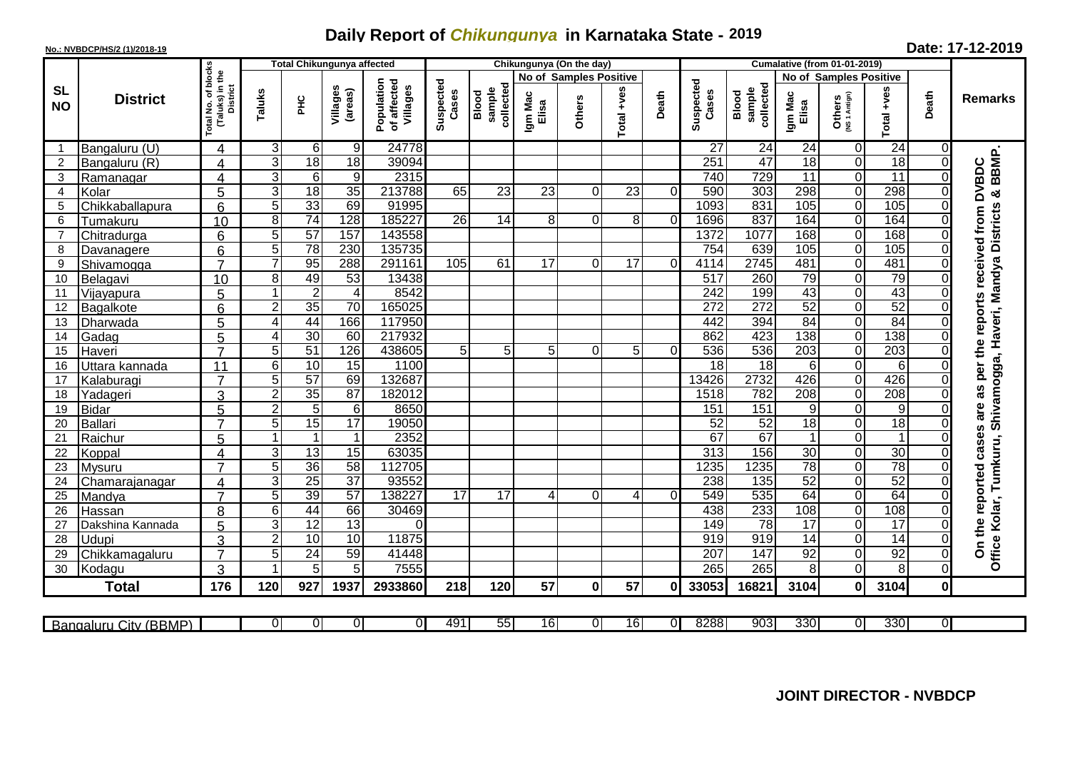# Daily Report of *Chikungunya* in Karnataka State - 2019

**No.: NVBDCP/HS/2 (1)/2018-19**

**Date: 17-12-2019**

| SL NO | District | Total No. of blocks (Taluks) in the District | Total Chikungunya affected | | | | Chikungunya (On the day) | | | | | | | Cumalative (from 01-01-2019) | | | | | | | Remarks |
|---|---|---|---|---|---|---|---|---|---|---|---|---|---|---|---|---|---|---|---|---|---|
| | | | | | | | | | No of Samples Positive | | | | | | | No of Samples Positive | | | | | |
| | | | Taluks | PHC | Villages (areas) | Population of affected Villages | Suspected Cases | Blood sample collected | Igm Mac Elisa | Others | Total +ves | Death | Suspected Cases | Blood sample collected | Igm Mac Elisa | Others (NS 1 Antign) | Total +ves | Death | |
| 1 | Bangaluru (U) | 4 | 3 | 6 | 9 | 24778 | | | | | | | 27 | 24 | 24 | 0 | 24 | 0 | On the reported cases are as per the reports received from DVBDC Office Kolar, Tumkuru, Shivamogga, Haveri, Mandya Districts & BBMP. |
| 2 | Bangaluru (R) | 4 | 3 | 18 | 18 | 39094 | | | | | | | 251 | 47 | 18 | 0 | 18 | 0 | |
| 3 | Ramanagar | 4 | 3 | 6 | 9 | 2315 | | | | | | | 740 | 729 | 11 | 0 | 11 | 0 | |
| 4 | Kolar | 5 | 3 | 18 | 35 | 213788 | 65 | 23 | 23 | 0 | 23 | 0 | 590 | 303 | 298 | 0 | 298 | 0 | |
| 5 | Chikkaballapura | 6 | 5 | 33 | 69 | 91995 | | | | | | | 1093 | 831 | 105 | 0 | 105 | 0 | |
| 6 | Tumakuru | 10 | 8 | 74 | 128 | 185227 | 26 | 14 | 8 | 0 | 8 | 0 | 1696 | 837 | 164 | 0 | 164 | 0 | |
| 7 | Chitradurga | 6 | 5 | 57 | 157 | 143558 | | | | | | | 1372 | 1077 | 168 | 0 | 168 | 0 | |
| 8 | Davanagere | 6 | 5 | 78 | 230 | 135735 | | | | | | | 754 | 639 | 105 | 0 | 105 | 0 | |
| 9 | Shivamogga | 7 | 7 | 95 | 288 | 291161 | 105 | 61 | 17 | 0 | 17 | 0 | 4114 | 2745 | 481 | 0 | 481 | 0 | |
| 10 | Belagavi | 10 | 8 | 49 | 53 | 13438 | | | | | | | 517 | 260 | 79 | 0 | 79 | 0 | |
| 11 | Vijayapura | 5 | 1 | 2 | 4 | 8542 | | | | | | | 242 | 199 | 43 | 0 | 43 | 0 | |
| 12 | Bagalkote | 6 | 2 | 35 | 70 | 165025 | | | | | | | 272 | 272 | 52 | 0 | 52 | 0 | |
| 13 | Dharwada | 5 | 4 | 44 | 166 | 117950 | | | | | | | 442 | 394 | 84 | 0 | 84 | 0 | |
| 14 | Gadag | 5 | 4 | 30 | 60 | 217932 | | | | | | | 862 | 423 | 138 | 0 | 138 | 0 | |
| 15 | Haveri | 7 | 5 | 51 | 126 | 438605 | 5 | 5 | 5 | 0 | 5 | 0 | 536 | 536 | 203 | 0 | 203 | 0 | |
| 16 | Uttara kannada | 11 | 6 | 10 | 15 | 1100 | | | | | | | 18 | 18 | 6 | 0 | 6 | 0 | |
| 17 | Kalaburagi | 7 | 5 | 57 | 69 | 132687 | | | | | | | 13426 | 2732 | 426 | 0 | 426 | 0 | |
| 18 | Yadageri | 3 | 2 | 35 | 87 | 182012 | | | | | | | 1518 | 782 | 208 | 0 | 208 | 0 | |
| 19 | Bidar | 5 | 2 | 5 | 6 | 8650 | | | | | | | 151 | 151 | 9 | 0 | 9 | 0 | |
| 20 | Ballari | 7 | 5 | 15 | 17 | 19050 | | | | | | | 52 | 52 | 18 | 0 | 18 | 0 | |
| 21 | Raichur | 5 | 1 | 1 | 1 | 2352 | | | | | | | 67 | 67 | 1 | 0 | 1 | 0 | |
| 22 | Koppal | 4 | 3 | 13 | 15 | 63035 | | | | | | | 313 | 156 | 30 | 0 | 30 | 0 | |
| 23 | Mysuru | 7 | 5 | 36 | 58 | 112705 | | | | | | | 1235 | 1235 | 78 | 0 | 78 | 0 | |
| 24 | Chamarajanagar | 4 | 3 | 25 | 37 | 93552 | | | | | | | 238 | 135 | 52 | 0 | 52 | 0 | |
| 25 | Mandya | 7 | 5 | 39 | 57 | 138227 | 17 | 17 | 4 | 0 | 4 | 0 | 549 | 535 | 64 | 0 | 64 | 0 | |
| 26 | Hassan | 8 | 6 | 44 | 66 | 30469 | | | | | | | 438 | 233 | 108 | 0 | 108 | 0 | |
| 27 | Dakshina Kannada | 5 | 3 | 12 | 13 | 0 | | | | | | | 149 | 78 | 17 | 0 | 17 | 0 | |
| 28 | Udupi | 3 | 2 | 10 | 10 | 11875 | | | | | | | 919 | 919 | 14 | 0 | 14 | 0 | |
| 29 | Chikkamagaluru | 7 | 5 | 24 | 59 | 41448 | | | | | | | 207 | 147 | 92 | 0 | 92 | 0 | |
| 30 | Kodagu | 3 | 1 | 5 | 5 | 7555 | | | | | | | 265 | 265 | 8 | 0 | 8 | 0 | |
| **Total** | | **176** | **120** | **927** | **1937** | **2933860** | **218** | **120** | **57** | **0** | **57** | **0** | **33053** | **16821** | **3104** | **0** | **3104** | **0** | |

| Bangaluru City (BBMP) | | 0 | 0 | 0 | 0 | 491 | 55 | 16 | 0 | 16 | 0 | 8288 | 903 | 330 | 0 | 330 | 0 | |
|---|---|---|---|---|---|---|---|---|---|---|---|---|---|---|---|---|---|---|

**JOINT DIRECTOR - NVBDCP**